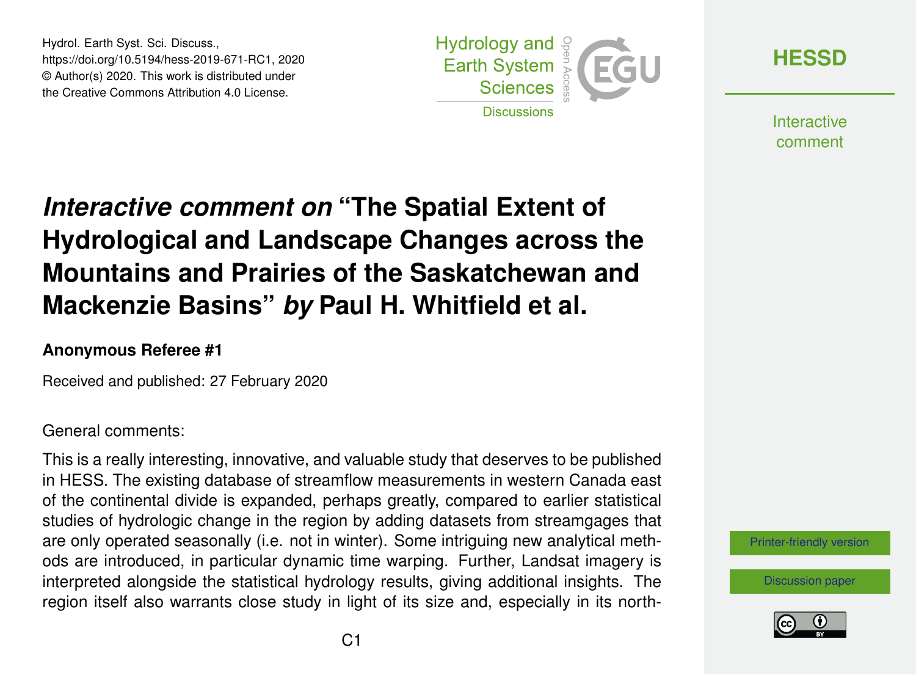Hydrol. Earth Syst. Sci. Discuss.,
https://doi.org/10.5194/hess-2019-671-RC1, 2020
© Author(s) 2020. This work is distributed under
the Creative Commons Attribution 4.0 License.

# *Interactive comment on* "The Spatial Extent of Hydrological and Landscape Changes across the Mountains and Prairies of the Saskatchewan and Mackenzie Basins" *by* Paul H. Whitfield et al.

**Anonymous Referee #1**

Received and published: 27 February 2020

General comments:

This is a really interesting, innovative, and valuable study that deserves to be published in HESS. The existing database of streamflow measurements in western Canada east of the continental divide is expanded, perhaps greatly, compared to earlier statistical studies of hydrologic change in the region by adding datasets from streamgages that are only operated seasonally (i.e. not in winter). Some intriguing new analytical methods are introduced, in particular dynamic time warping. Further, Landsat imagery is interpreted alongside the statistical hydrology results, giving additional insights. The region itself also warrants close study in light of its size and, especially in its north-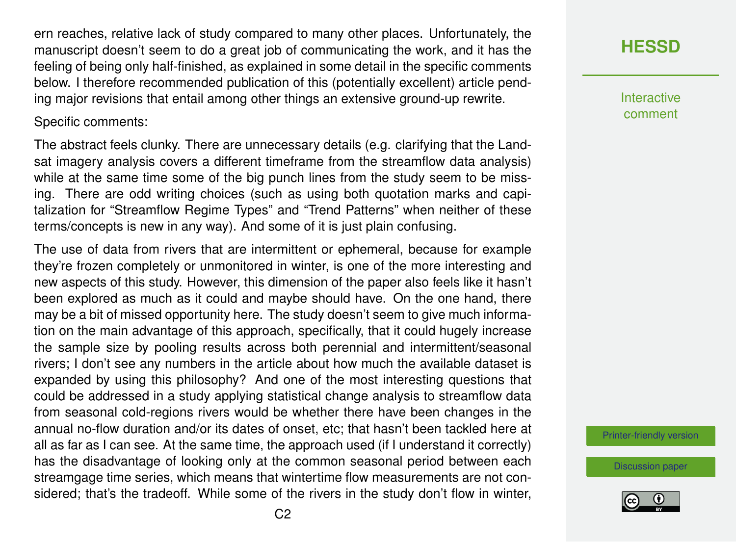ern reaches, relative lack of study compared to many other places. Unfortunately, the manuscript doesn't seem to do a great job of communicating the work, and it has the feeling of being only half-finished, as explained in some detail in the specific comments below. I therefore recommended publication of this (potentially excellent) article pending major revisions that entail among other things an extensive ground-up rewrite.

Specific comments:

The abstract feels clunky. There are unnecessary details (e.g. clarifying that the Landsat imagery analysis covers a different timeframe from the streamflow data analysis) while at the same time some of the big punch lines from the study seem to be missing. There are odd writing choices (such as using both quotation marks and capitalization for "Streamflow Regime Types" and "Trend Patterns" when neither of these terms/concepts is new in any way). And some of it is just plain confusing.

The use of data from rivers that are intermittent or ephemeral, because for example they're frozen completely or unmonitored in winter, is one of the more interesting and new aspects of this study. However, this dimension of the paper also feels like it hasn't been explored as much as it could and maybe should have. On the one hand, there may be a bit of missed opportunity here. The study doesn't seem to give much information on the main advantage of this approach, specifically, that it could hugely increase the sample size by pooling results across both perennial and intermittent/seasonal rivers; I don't see any numbers in the article about how much the available dataset is expanded by using this philosophy? And one of the most interesting questions that could be addressed in a study applying statistical change analysis to streamflow data from seasonal cold-regions rivers would be whether there have been changes in the annual no-flow duration and/or its dates of onset, etc; that hasn't been tackled here at all as far as I can see. At the same time, the approach used (if I understand it correctly) has the disadvantage of looking only at the common seasonal period between each streamgage time series, which means that wintertime flow measurements are not considered; that's the tradeoff. While some of the rivers in the study don't flow in winter,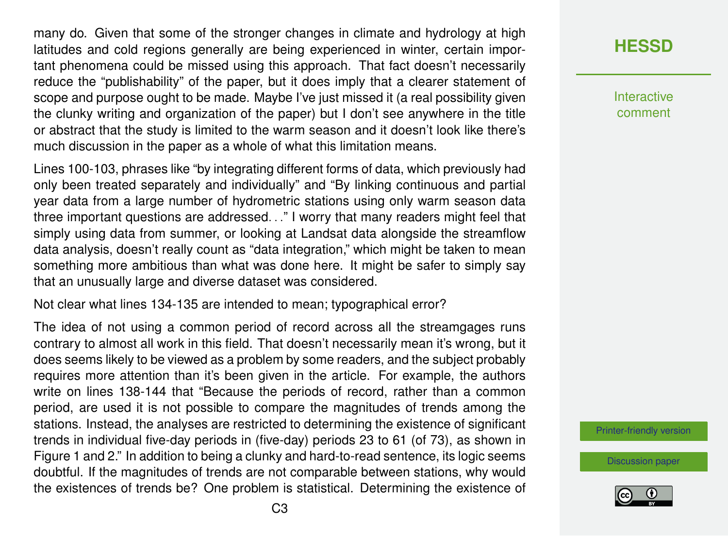many do. Given that some of the stronger changes in climate and hydrology at high latitudes and cold regions generally are being experienced in winter, certain important phenomena could be missed using this approach. That fact doesn't necessarily reduce the "publishability" of the paper, but it does imply that a clearer statement of scope and purpose ought to be made. Maybe I've just missed it (a real possibility given the clunky writing and organization of the paper) but I don't see anywhere in the title or abstract that the study is limited to the warm season and it doesn't look like there's much discussion in the paper as a whole of what this limitation means.

Lines 100-103, phrases like "by integrating different forms of data, which previously had only been treated separately and individually" and "By linking continuous and partial year data from a large number of hydrometric stations using only warm season data three important questions are addressed. . ." I worry that many readers might feel that simply using data from summer, or looking at Landsat data alongside the streamflow data analysis, doesn't really count as "data integration," which might be taken to mean something more ambitious than what was done here. It might be safer to simply say that an unusually large and diverse dataset was considered.

Not clear what lines 134-135 are intended to mean; typographical error?

The idea of not using a common period of record across all the streamgages runs contrary to almost all work in this field. That doesn't necessarily mean it's wrong, but it does seems likely to be viewed as a problem by some readers, and the subject probably requires more attention than it's been given in the article. For example, the authors write on lines 138-144 that "Because the periods of record, rather than a common period, are used it is not possible to compare the magnitudes of trends among the stations. Instead, the analyses are restricted to determining the existence of significant trends in individual five-day periods in (five-day) periods 23 to 61 (of 73), as shown in Figure 1 and 2." In addition to being a clunky and hard-to-read sentence, its logic seems doubtful. If the magnitudes of trends are not comparable between stations, why would the existences of trends be? One problem is statistical. Determining the existence of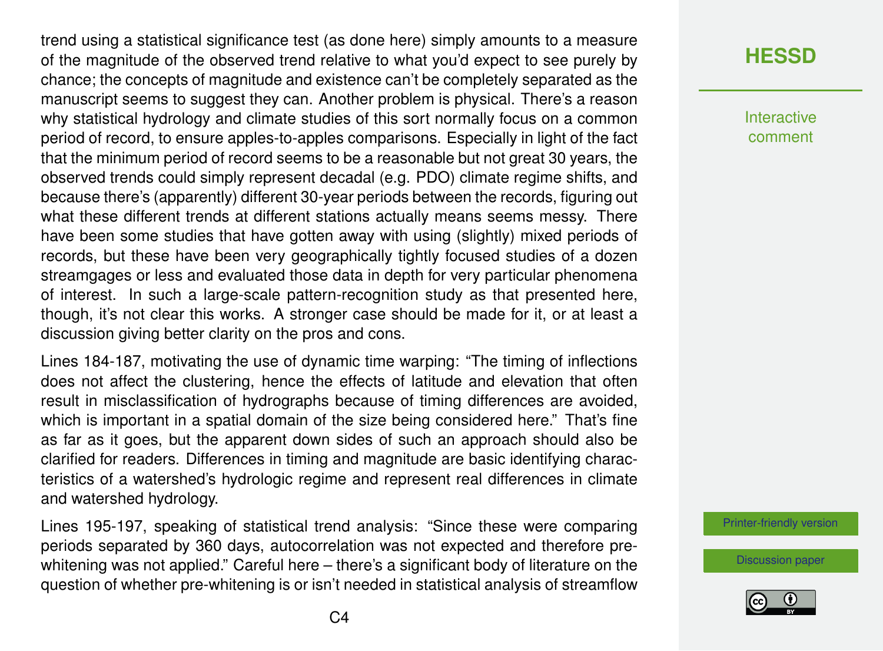trend using a statistical significance test (as done here) simply amounts to a measure of the magnitude of the observed trend relative to what you'd expect to see purely by chance; the concepts of magnitude and existence can't be completely separated as the manuscript seems to suggest they can. Another problem is physical. There's a reason why statistical hydrology and climate studies of this sort normally focus on a common period of record, to ensure apples-to-apples comparisons. Especially in light of the fact that the minimum period of record seems to be a reasonable but not great 30 years, the observed trends could simply represent decadal (e.g. PDO) climate regime shifts, and because there's (apparently) different 30-year periods between the records, figuring out what these different trends at different stations actually means seems messy. There have been some studies that have gotten away with using (slightly) mixed periods of records, but these have been very geographically tightly focused studies of a dozen streamgages or less and evaluated those data in depth for very particular phenomena of interest. In such a large-scale pattern-recognition study as that presented here, though, it's not clear this works. A stronger case should be made for it, or at least a discussion giving better clarity on the pros and cons.

Lines 184-187, motivating the use of dynamic time warping: "The timing of inflections does not affect the clustering, hence the effects of latitude and elevation that often result in misclassification of hydrographs because of timing differences are avoided, which is important in a spatial domain of the size being considered here." That's fine as far as it goes, but the apparent down sides of such an approach should also be clarified for readers. Differences in timing and magnitude are basic identifying characteristics of a watershed's hydrologic regime and represent real differences in climate and watershed hydrology.

Lines 195-197, speaking of statistical trend analysis: "Since these were comparing periods separated by 360 days, autocorrelation was not expected and therefore pre-whitening was not applied." Careful here – there's a significant body of literature on the question of whether pre-whitening is or isn't needed in statistical analysis of streamflow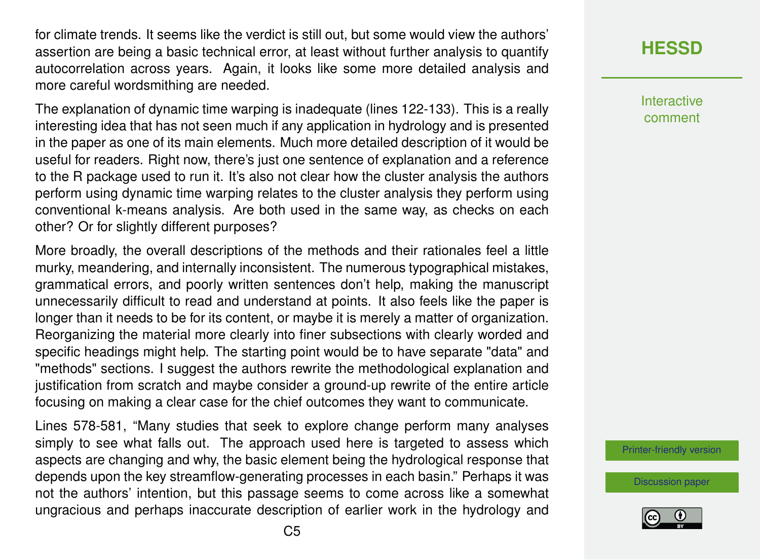for climate trends. It seems like the verdict is still out, but some would view the authors' assertion are being a basic technical error, at least without further analysis to quantify autocorrelation across years. Again, it looks like some more detailed analysis and more careful wordsmithing are needed.

The explanation of dynamic time warping is inadequate (lines 122-133). This is a really interesting idea that has not seen much if any application in hydrology and is presented in the paper as one of its main elements. Much more detailed description of it would be useful for readers. Right now, there's just one sentence of explanation and a reference to the R package used to run it. It's also not clear how the cluster analysis the authors perform using dynamic time warping relates to the cluster analysis they perform using conventional k-means analysis. Are both used in the same way, as checks on each other? Or for slightly different purposes?

More broadly, the overall descriptions of the methods and their rationales feel a little murky, meandering, and internally inconsistent. The numerous typographical mistakes, grammatical errors, and poorly written sentences don't help, making the manuscript unnecessarily difficult to read and understand at points. It also feels like the paper is longer than it needs to be for its content, or maybe it is merely a matter of organization. Reorganizing the material more clearly into finer subsections with clearly worded and specific headings might help. The starting point would be to have separate "data" and "methods" sections. I suggest the authors rewrite the methodological explanation and justification from scratch and maybe consider a ground-up rewrite of the entire article focusing on making a clear case for the chief outcomes they want to communicate.

Lines 578-581, "Many studies that seek to explore change perform many analyses simply to see what falls out. The approach used here is targeted to assess which aspects are changing and why, the basic element being the hydrological response that depends upon the key streamflow-generating processes in each basin." Perhaps it was not the authors' intention, but this passage seems to come across like a somewhat ungracious and perhaps inaccurate description of earlier work in the hydrology and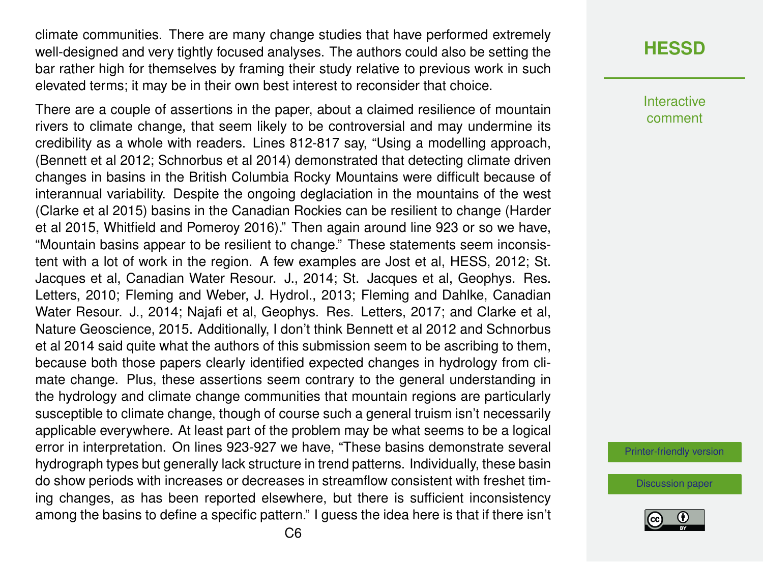climate communities. There are many change studies that have performed extremely well-designed and very tightly focused analyses. The authors could also be setting the bar rather high for themselves by framing their study relative to previous work in such elevated terms; it may be in their own best interest to reconsider that choice.

There are a couple of assertions in the paper, about a claimed resilience of mountain rivers to climate change, that seem likely to be controversial and may undermine its credibility as a whole with readers. Lines 812-817 say, "Using a modelling approach, (Bennett et al 2012; Schnorbus et al 2014) demonstrated that detecting climate driven changes in basins in the British Columbia Rocky Mountains were difficult because of interannual variability. Despite the ongoing deglaciation in the mountains of the west (Clarke et al 2015) basins in the Canadian Rockies can be resilient to change (Harder et al 2015, Whitfield and Pomeroy 2016)." Then again around line 923 or so we have, "Mountain basins appear to be resilient to change." These statements seem inconsistent with a lot of work in the region. A few examples are Jost et al, HESS, 2012; St. Jacques et al, Canadian Water Resour. J., 2014; St. Jacques et al, Geophys. Res. Letters, 2010; Fleming and Weber, J. Hydrol., 2013; Fleming and Dahlke, Canadian Water Resour. J., 2014; Najafi et al, Geophys. Res. Letters, 2017; and Clarke et al, Nature Geoscience, 2015. Additionally, I don't think Bennett et al 2012 and Schnorbus et al 2014 said quite what the authors of this submission seem to be ascribing to them, because both those papers clearly identified expected changes in hydrology from climate change. Plus, these assertions seem contrary to the general understanding in the hydrology and climate change communities that mountain regions are particularly susceptible to climate change, though of course such a general truism isn't necessarily applicable everywhere. At least part of the problem may be what seems to be a logical error in interpretation. On lines 923-927 we have, "These basins demonstrate several hydrograph types but generally lack structure in trend patterns. Individually, these basin do show periods with increases or decreases in streamflow consistent with freshet timing changes, as has been reported elsewhere, but there is sufficient inconsistency among the basins to define a specific pattern." I guess the idea here is that if there isn't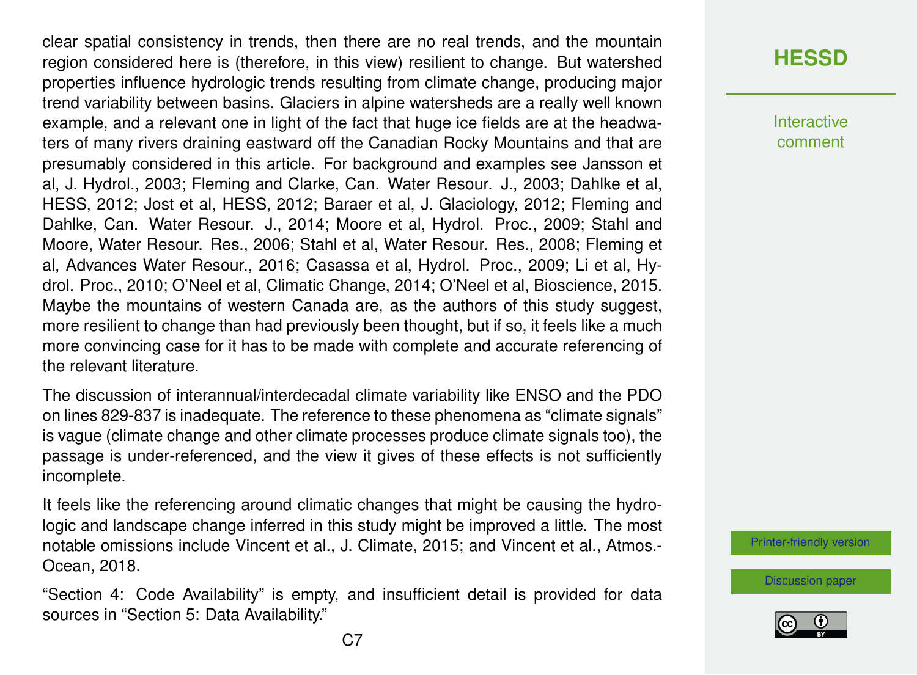clear spatial consistency in trends, then there are no real trends, and the mountain region considered here is (therefore, in this view) resilient to change. But watershed properties influence hydrologic trends resulting from climate change, producing major trend variability between basins. Glaciers in alpine watersheds are a really well known example, and a relevant one in light of the fact that huge ice fields are at the headwaters of many rivers draining eastward off the Canadian Rocky Mountains and that are presumably considered in this article. For background and examples see Jansson et al, J. Hydrol., 2003; Fleming and Clarke, Can. Water Resour. J., 2003; Dahlke et al, HESS, 2012; Jost et al, HESS, 2012; Baraer et al, J. Glaciology, 2012; Fleming and Dahlke, Can. Water Resour. J., 2014; Moore et al, Hydrol. Proc., 2009; Stahl and Moore, Water Resour. Res., 2006; Stahl et al, Water Resour. Res., 2008; Fleming et al, Advances Water Resour., 2016; Casassa et al, Hydrol. Proc., 2009; Li et al, Hydrol. Proc., 2010; O'Neel et al, Climatic Change, 2014; O'Neel et al, Bioscience, 2015. Maybe the mountains of western Canada are, as the authors of this study suggest, more resilient to change than had previously been thought, but if so, it feels like a much more convincing case for it has to be made with complete and accurate referencing of the relevant literature.

The discussion of interannual/interdecadal climate variability like ENSO and the PDO on lines 829-837 is inadequate. The reference to these phenomena as "climate signals" is vague (climate change and other climate processes produce climate signals too), the passage is under-referenced, and the view it gives of these effects is not sufficiently incomplete.

It feels like the referencing around climatic changes that might be causing the hydrologic and landscape change inferred in this study might be improved a little. The most notable omissions include Vincent et al., J. Climate, 2015; and Vincent et al., Atmos.-Ocean, 2018.

"Section 4: Code Availability" is empty, and insufficient detail is provided for data sources in "Section 5: Data Availability."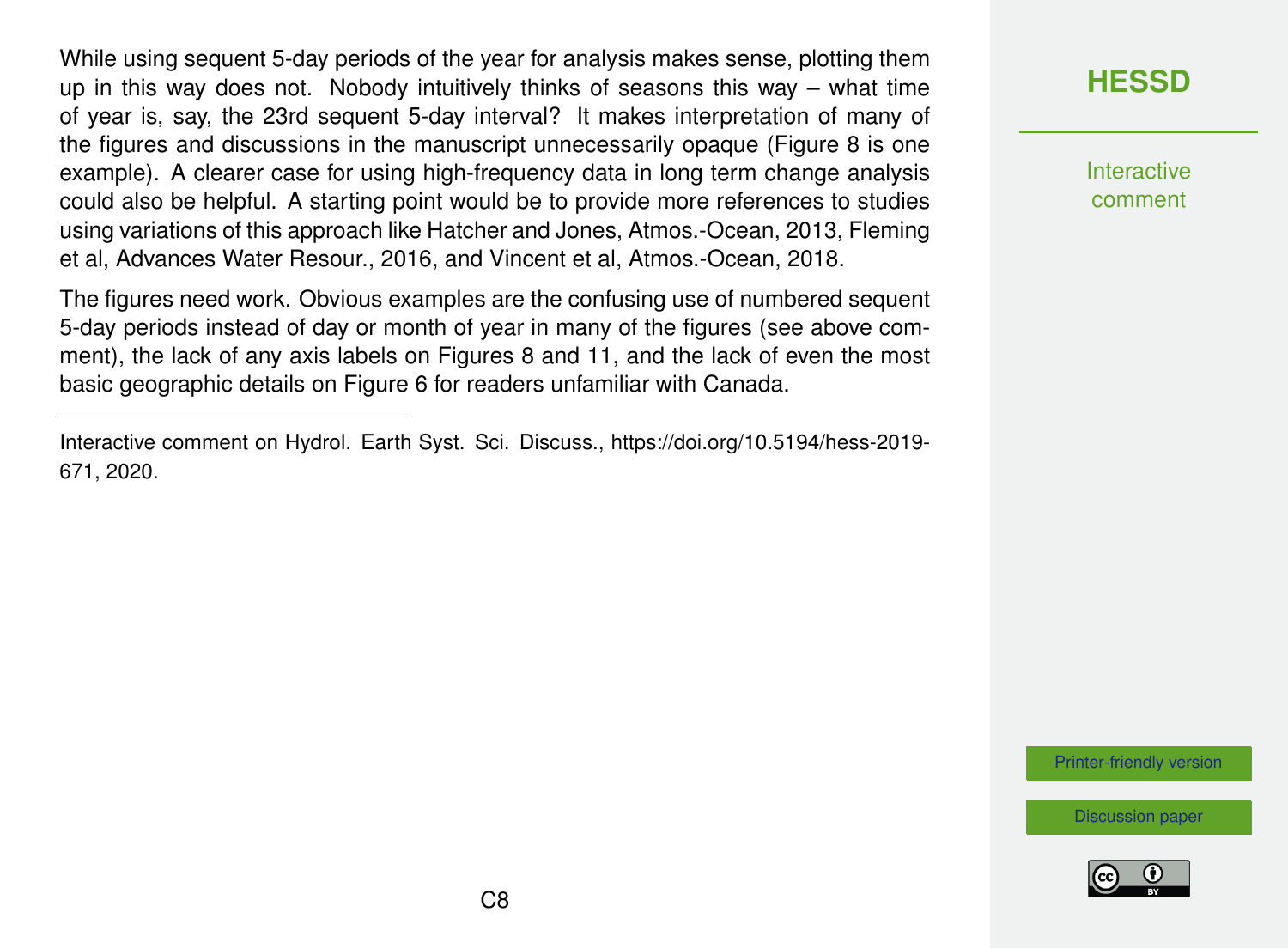While using sequent 5-day periods of the year for analysis makes sense, plotting them up in this way does not. Nobody intuitively thinks of seasons this way – what time of year is, say, the 23rd sequent 5-day interval? It makes interpretation of many of the figures and discussions in the manuscript unnecessarily opaque (Figure 8 is one example). A clearer case for using high-frequency data in long term change analysis could also be helpful. A starting point would be to provide more references to studies using variations of this approach like Hatcher and Jones, Atmos.-Ocean, 2013, Fleming et al, Advances Water Resour., 2016, and Vincent et al, Atmos.-Ocean, 2018.

The figures need work. Obvious examples are the confusing use of numbered sequent 5-day periods instead of day or month of year in many of the figures (see above comment), the lack of any axis labels on Figures 8 and 11, and the lack of even the most basic geographic details on Figure 6 for readers unfamiliar with Canada.

---

Interactive comment on Hydrol. Earth Syst. Sci. Discuss., https://doi.org/10.5194/hess-2019-671, 2020.